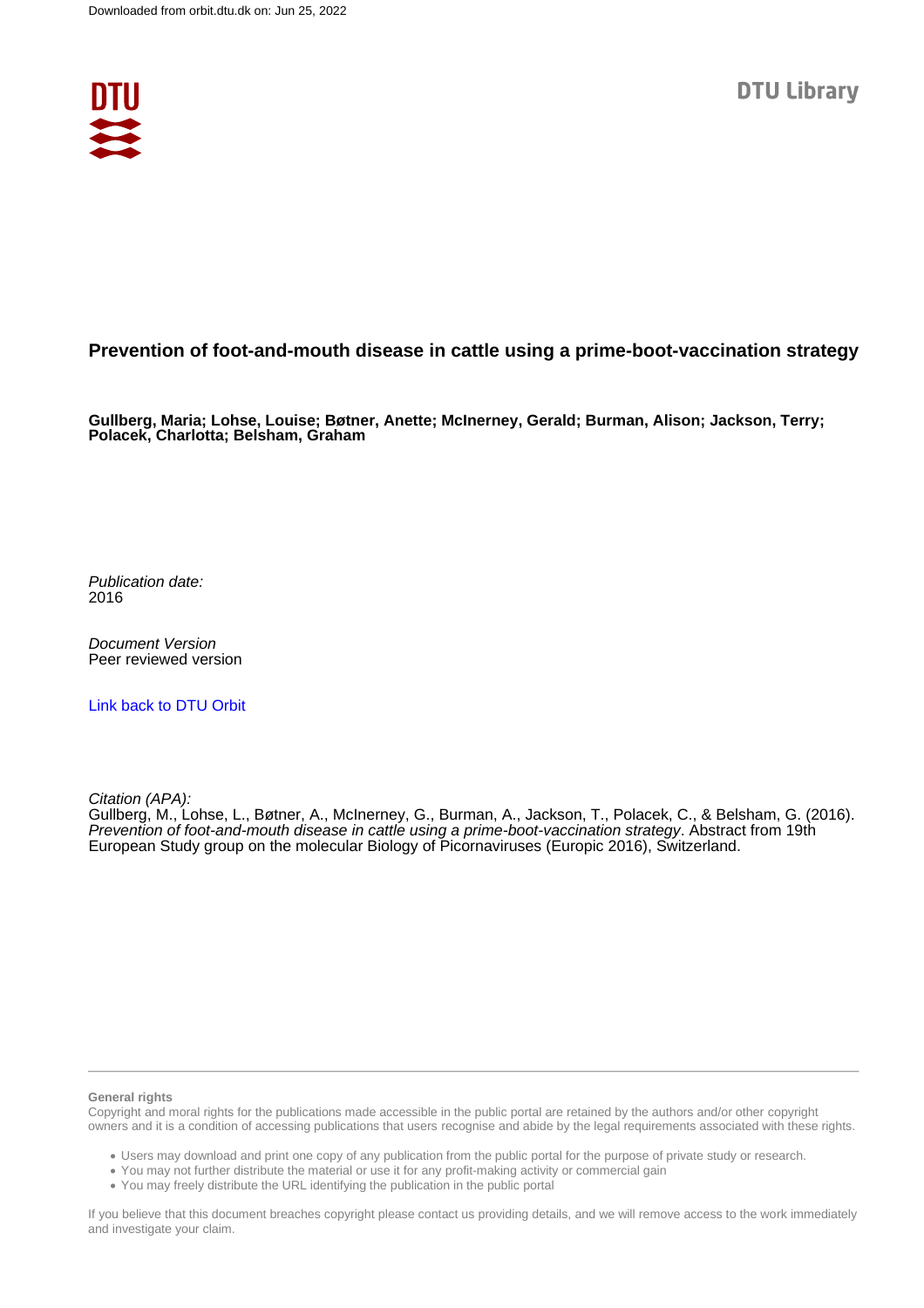Downloaded from orbit.dtu.dk on: Jun 25, 2022

DTU Library

# Prevention of foot-and-mouth disease in cattle using a prime-boot-vaccination strategy

**Gullberg, Maria; Lohse, Louise; Bøtner, Anette; McInerney, Gerald; Burman, Alison; Jackson, Terry; Polacek, Charlotta; Belsham, Graham**

*Publication date:*
2016

*Document Version*
Peer reviewed version

[Link back to DTU Orbit](#)

*Citation (APA):*
Gullberg, M., Lohse, L., Bøtner, A., McInerney, G., Burman, A., Jackson, T., Polacek, C., & Belsham, G. (2016). *Prevention of foot-and-mouth disease in cattle using a prime-boot-vaccination strategy*. Abstract from 19th European Study group on the molecular Biology of Picornaviruses (Europic 2016), Switzerland.

**General rights**

Copyright and moral rights for the publications made accessible in the public portal are retained by the authors and/or other copyright owners and it is a condition of accessing publications that users recognise and abide by the legal requirements associated with these rights.

- Users may download and print one copy of any publication from the public portal for the purpose of private study or research.
- You may not further distribute the material or use it for any profit-making activity or commercial gain
- You may freely distribute the URL identifying the publication in the public portal

If you believe that this document breaches copyright please contact us providing details, and we will remove access to the work immediately and investigate your claim.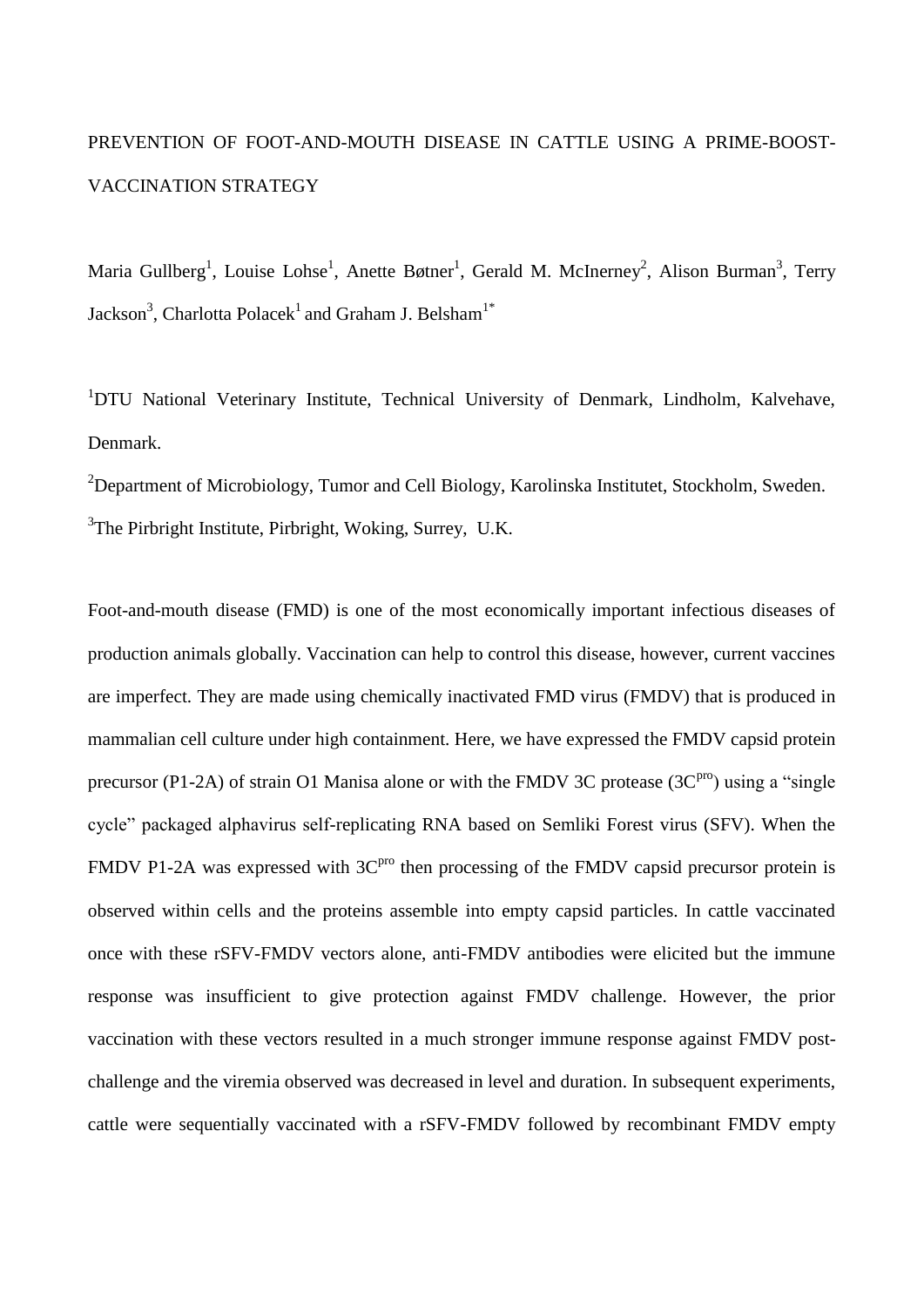PREVENTION OF FOOT-AND-MOUTH DISEASE IN CATTLE USING A PRIME-BOOST-VACCINATION STRATEGY

Maria Gullberg[1], Louise Lohse[1], Anette Bøtner[1], Gerald M. McInerney[2], Alison Burman[3], Terry Jackson[3], Charlotta Polacek[1] and Graham J. Belsham[1*]

[1]DTU National Veterinary Institute, Technical University of Denmark, Lindholm, Kalvehave, Denmark.

[2]Department of Microbiology, Tumor and Cell Biology, Karolinska Institutet, Stockholm, Sweden.

[3]The Pirbright Institute, Pirbright, Woking, Surrey, U.K.

Foot-and-mouth disease (FMD) is one of the most economically important infectious diseases of production animals globally. Vaccination can help to control this disease, however, current vaccines are imperfect. They are made using chemically inactivated FMD virus (FMDV) that is produced in mammalian cell culture under high containment. Here, we have expressed the FMDV capsid protein precursor (P1-2A) of strain O1 Manisa alone or with the FMDV 3C protease ($3C^{pro}$) using a "single cycle" packaged alphavirus self-replicating RNA based on Semliki Forest virus (SFV). When the FMDV P1-2A was expressed with $3C^{pro}$ then processing of the FMDV capsid precursor protein is observed within cells and the proteins assemble into empty capsid particles. In cattle vaccinated once with these rSFV-FMDV vectors alone, anti-FMDV antibodies were elicited but the immune response was insufficient to give protection against FMDV challenge. However, the prior vaccination with these vectors resulted in a much stronger immune response against FMDV post-challenge and the viremia observed was decreased in level and duration. In subsequent experiments, cattle were sequentially vaccinated with a rSFV-FMDV followed by recombinant FMDV empty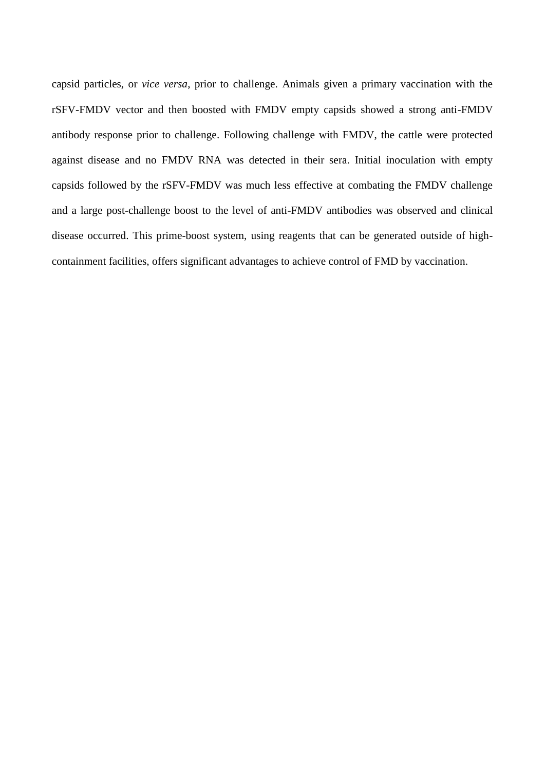capsid particles, or *vice versa*, prior to challenge. Animals given a primary vaccination with the rSFV-FMDV vector and then boosted with FMDV empty capsids showed a strong anti-FMDV antibody response prior to challenge. Following challenge with FMDV, the cattle were protected against disease and no FMDV RNA was detected in their sera. Initial inoculation with empty capsids followed by the rSFV-FMDV was much less effective at combating the FMDV challenge and a large post-challenge boost to the level of anti-FMDV antibodies was observed and clinical disease occurred. This prime-boost system, using reagents that can be generated outside of high-containment facilities, offers significant advantages to achieve control of FMD by vaccination.